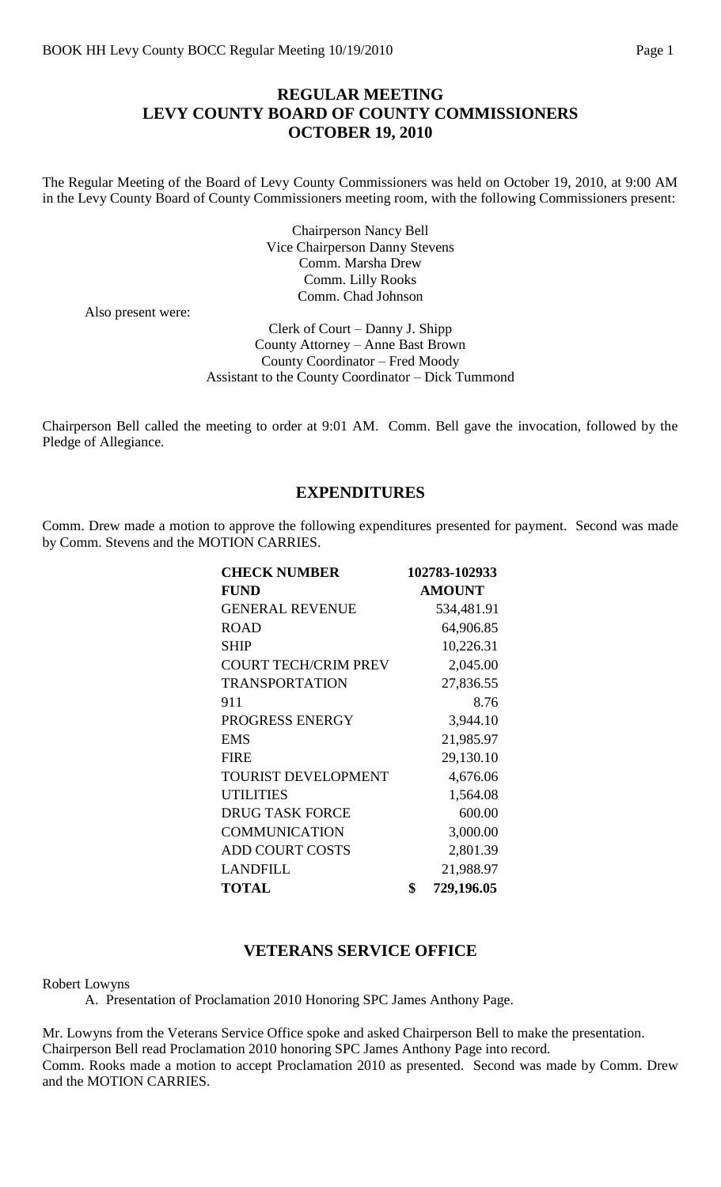# REGULAR MEETING
# LEVY COUNTY BOARD OF COUNTY COMMISSIONERS
# OCTOBER 19, 2010

The Regular Meeting of the Board of Levy County Commissioners was held on October 19, 2010, at 9:00 AM in the Levy County Board of County Commissioners meeting room, with the following Commissioners present:

Chairperson Nancy Bell
Vice Chairperson Danny Stevens
Comm. Marsha Drew
Comm. Lilly Rooks
Comm. Chad Johnson

Also present were:

Clerk of Court – Danny J. Shipp
County Attorney – Anne Bast Brown
County Coordinator – Fred Moody
Assistant to the County Coordinator – Dick Tummond

Chairperson Bell called the meeting to order at 9:01 AM. Comm. Bell gave the invocation, followed by the Pledge of Allegiance.

## EXPENDITURES

Comm. Drew made a motion to approve the following expenditures presented for payment. Second was made by Comm. Stevens and the MOTION CARRIES.

| **CHECK NUMBER** | **102783-102933** |
|---|---|
| **FUND** | **AMOUNT** |
| GENERAL REVENUE | 534,481.91 |
| ROAD | 64,906.85 |
| SHIP | 10,226.31 |
| COURT TECH/CRIM PREV | 2,045.00 |
| TRANSPORTATION | 27,836.55 |
| 911 | 8.76 |
| PROGRESS ENERGY | 3,944.10 |
| EMS | 21,985.97 |
| FIRE | 29,130.10 |
| TOURIST DEVELOPMENT | 4,676.06 |
| UTILITIES | 1,564.08 |
| DRUG TASK FORCE | 600.00 |
| COMMUNICATION | 3,000.00 |
| ADD COURT COSTS | 2,801.39 |
| LANDFILL | 21,988.97 |
| **TOTAL** | **$ 729,196.05** |

## VETERANS SERVICE OFFICE

Robert Lowyns

A. Presentation of Proclamation 2010 Honoring SPC James Anthony Page.

Mr. Lowyns from the Veterans Service Office spoke and asked Chairperson Bell to make the presentation. Chairperson Bell read Proclamation 2010 honoring SPC James Anthony Page into record.
Comm. Rooks made a motion to accept Proclamation 2010 as presented. Second was made by Comm. Drew and the MOTION CARRIES.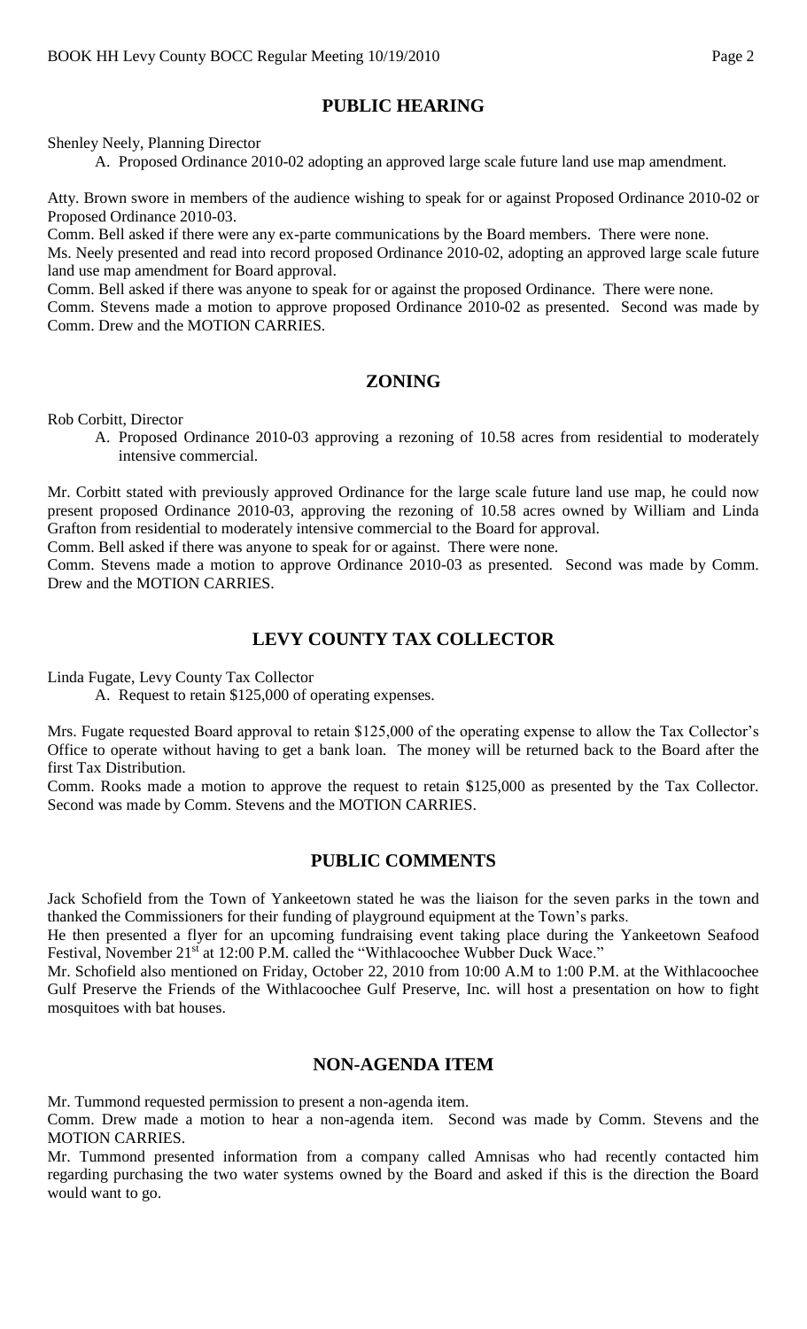## PUBLIC HEARING

Shenley Neely, Planning Director

A. Proposed Ordinance 2010-02 adopting an approved large scale future land use map amendment.

Atty. Brown swore in members of the audience wishing to speak for or against Proposed Ordinance 2010-02 or Proposed Ordinance 2010-03.

Comm. Bell asked if there were any ex-parte communications by the Board members. There were none.

Ms. Neely presented and read into record proposed Ordinance 2010-02, adopting an approved large scale future land use map amendment for Board approval.

Comm. Bell asked if there was anyone to speak for or against the proposed Ordinance. There were none.

Comm. Stevens made a motion to approve proposed Ordinance 2010-02 as presented. Second was made by Comm. Drew and the MOTION CARRIES.

## ZONING

Rob Corbitt, Director

A. Proposed Ordinance 2010-03 approving a rezoning of 10.58 acres from residential to moderately intensive commercial.

Mr. Corbitt stated with previously approved Ordinance for the large scale future land use map, he could now present proposed Ordinance 2010-03, approving the rezoning of 10.58 acres owned by William and Linda Grafton from residential to moderately intensive commercial to the Board for approval.

Comm. Bell asked if there was anyone to speak for or against. There were none.

Comm. Stevens made a motion to approve Ordinance 2010-03 as presented. Second was made by Comm. Drew and the MOTION CARRIES.

## LEVY COUNTY TAX COLLECTOR

Linda Fugate, Levy County Tax Collector

A. Request to retain $125,000 of operating expenses.

Mrs. Fugate requested Board approval to retain $125,000 of the operating expense to allow the Tax Collector's Office to operate without having to get a bank loan. The money will be returned back to the Board after the first Tax Distribution.

Comm. Rooks made a motion to approve the request to retain $125,000 as presented by the Tax Collector. Second was made by Comm. Stevens and the MOTION CARRIES.

## PUBLIC COMMENTS

Jack Schofield from the Town of Yankeetown stated he was the liaison for the seven parks in the town and thanked the Commissioners for their funding of playground equipment at the Town's parks.

He then presented a flyer for an upcoming fundraising event taking place during the Yankeetown Seafood Festival, November 21st at 12:00 P.M. called the "Withlacoochee Wubber Duck Wace."

Mr. Schofield also mentioned on Friday, October 22, 2010 from 10:00 A.M to 1:00 P.M. at the Withlacoochee Gulf Preserve the Friends of the Withlacoochee Gulf Preserve, Inc. will host a presentation on how to fight mosquitoes with bat houses.

## NON-AGENDA ITEM

Mr. Tummond requested permission to present a non-agenda item.

Comm. Drew made a motion to hear a non-agenda item. Second was made by Comm. Stevens and the MOTION CARRIES.

Mr. Tummond presented information from a company called Amnisas who had recently contacted him regarding purchasing the two water systems owned by the Board and asked if this is the direction the Board would want to go.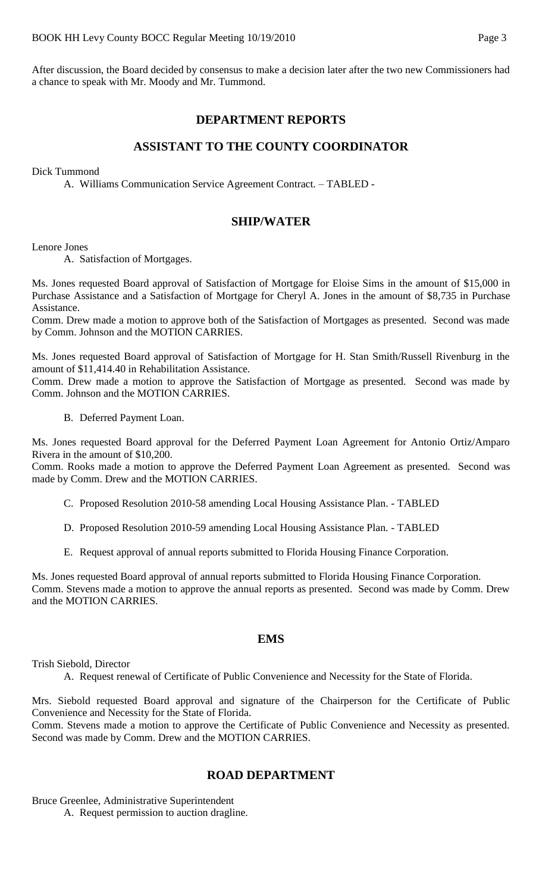After discussion, the Board decided by consensus to make a decision later after the two new Commissioners had a chance to speak with Mr. Moody and Mr. Tummond.

## DEPARTMENT REPORTS

## ASSISTANT TO THE COUNTY COORDINATOR

Dick Tummond

A. Williams Communication Service Agreement Contract. – TABLED -

## SHIP/WATER

Lenore Jones

A. Satisfaction of Mortgages.

Ms. Jones requested Board approval of Satisfaction of Mortgage for Eloise Sims in the amount of $15,000 in Purchase Assistance and a Satisfaction of Mortgage for Cheryl A. Jones in the amount of $8,735 in Purchase Assistance.
Comm. Drew made a motion to approve both of the Satisfaction of Mortgages as presented. Second was made by Comm. Johnson and the MOTION CARRIES.

Ms. Jones requested Board approval of Satisfaction of Mortgage for H. Stan Smith/Russell Rivenburg in the amount of $11,414.40 in Rehabilitation Assistance.
Comm. Drew made a motion to approve the Satisfaction of Mortgage as presented. Second was made by Comm. Johnson and the MOTION CARRIES.

B. Deferred Payment Loan.

Ms. Jones requested Board approval for the Deferred Payment Loan Agreement for Antonio Ortiz/Amparo Rivera in the amount of $10,200.
Comm. Rooks made a motion to approve the Deferred Payment Loan Agreement as presented. Second was made by Comm. Drew and the MOTION CARRIES.

C. Proposed Resolution 2010-58 amending Local Housing Assistance Plan. - TABLED

D. Proposed Resolution 2010-59 amending Local Housing Assistance Plan. - TABLED

E. Request approval of annual reports submitted to Florida Housing Finance Corporation.

Ms. Jones requested Board approval of annual reports submitted to Florida Housing Finance Corporation.
Comm. Stevens made a motion to approve the annual reports as presented. Second was made by Comm. Drew and the MOTION CARRIES.

## EMS

Trish Siebold, Director

A. Request renewal of Certificate of Public Convenience and Necessity for the State of Florida.

Mrs. Siebold requested Board approval and signature of the Chairperson for the Certificate of Public Convenience and Necessity for the State of Florida.
Comm. Stevens made a motion to approve the Certificate of Public Convenience and Necessity as presented. Second was made by Comm. Drew and the MOTION CARRIES.

## ROAD DEPARTMENT

Bruce Greenlee, Administrative Superintendent

A. Request permission to auction dragline.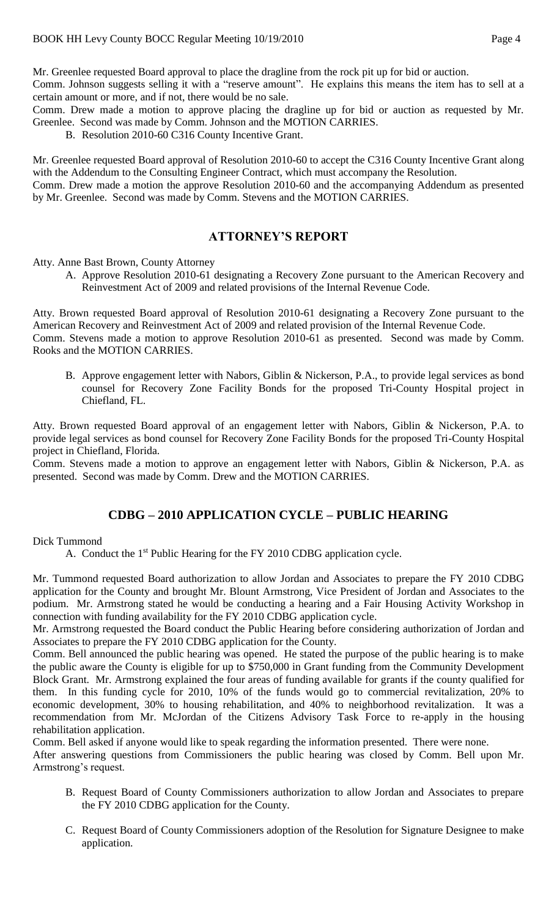Mr. Greenlee requested Board approval to place the dragline from the rock pit up for bid or auction.

Comm. Johnson suggests selling it with a "reserve amount". He explains this means the item has to sell at a certain amount or more, and if not, there would be no sale.

Comm. Drew made a motion to approve placing the dragline up for bid or auction as requested by Mr. Greenlee. Second was made by Comm. Johnson and the MOTION CARRIES.

B. Resolution 2010-60 C316 County Incentive Grant.

Mr. Greenlee requested Board approval of Resolution 2010-60 to accept the C316 County Incentive Grant along with the Addendum to the Consulting Engineer Contract, which must accompany the Resolution.

Comm. Drew made a motion the approve Resolution 2010-60 and the accompanying Addendum as presented by Mr. Greenlee. Second was made by Comm. Stevens and the MOTION CARRIES.

## ATTORNEY'S REPORT

Atty. Anne Bast Brown, County Attorney

A. Approve Resolution 2010-61 designating a Recovery Zone pursuant to the American Recovery and Reinvestment Act of 2009 and related provisions of the Internal Revenue Code.

Atty. Brown requested Board approval of Resolution 2010-61 designating a Recovery Zone pursuant to the American Recovery and Reinvestment Act of 2009 and related provision of the Internal Revenue Code.

Comm. Stevens made a motion to approve Resolution 2010-61 as presented. Second was made by Comm. Rooks and the MOTION CARRIES.

B. Approve engagement letter with Nabors, Giblin & Nickerson, P.A., to provide legal services as bond counsel for Recovery Zone Facility Bonds for the proposed Tri-County Hospital project in Chiefland, FL.

Atty. Brown requested Board approval of an engagement letter with Nabors, Giblin & Nickerson, P.A. to provide legal services as bond counsel for Recovery Zone Facility Bonds for the proposed Tri-County Hospital project in Chiefland, Florida.

Comm. Stevens made a motion to approve an engagement letter with Nabors, Giblin & Nickerson, P.A. as presented. Second was made by Comm. Drew and the MOTION CARRIES.

## CDBG – 2010 APPLICATION CYCLE – PUBLIC HEARING

Dick Tummond

A. Conduct the 1st Public Hearing for the FY 2010 CDBG application cycle.

Mr. Tummond requested Board authorization to allow Jordan and Associates to prepare the FY 2010 CDBG application for the County and brought Mr. Blount Armstrong, Vice President of Jordan and Associates to the podium. Mr. Armstrong stated he would be conducting a hearing and a Fair Housing Activity Workshop in connection with funding availability for the FY 2010 CDBG application cycle.

Mr. Armstrong requested the Board conduct the Public Hearing before considering authorization of Jordan and Associates to prepare the FY 2010 CDBG application for the County.

Comm. Bell announced the public hearing was opened. He stated the purpose of the public hearing is to make the public aware the County is eligible for up to $750,000 in Grant funding from the Community Development Block Grant. Mr. Armstrong explained the four areas of funding available for grants if the county qualified for them. In this funding cycle for 2010, 10% of the funds would go to commercial revitalization, 20% to economic development, 30% to housing rehabilitation, and 40% to neighborhood revitalization. It was a recommendation from Mr. McJordan of the Citizens Advisory Task Force to re-apply in the housing rehabilitation application.

Comm. Bell asked if anyone would like to speak regarding the information presented. There were none.

After answering questions from Commissioners the public hearing was closed by Comm. Bell upon Mr. Armstrong's request.

B. Request Board of County Commissioners authorization to allow Jordan and Associates to prepare the FY 2010 CDBG application for the County.

C. Request Board of County Commissioners adoption of the Resolution for Signature Designee to make application.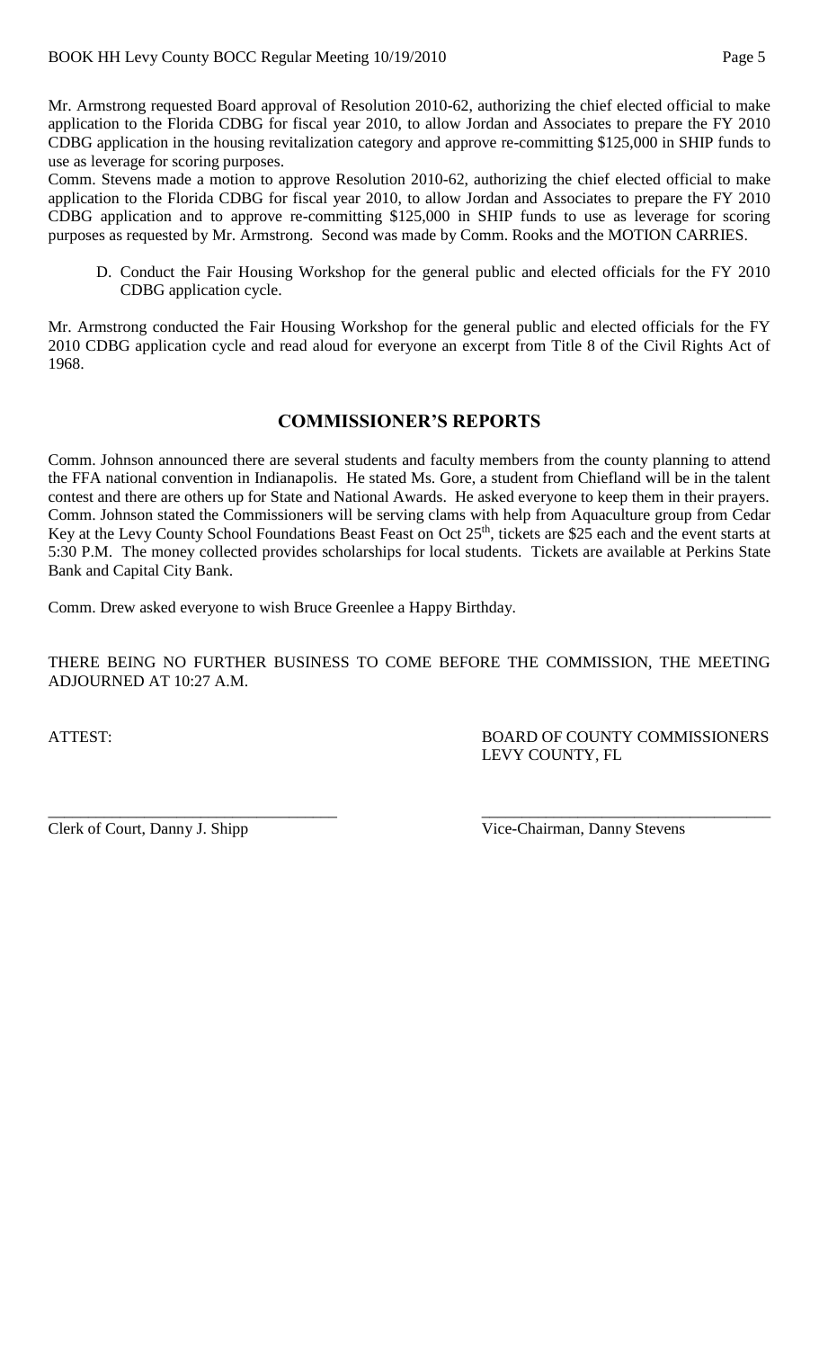Mr. Armstrong requested Board approval of Resolution 2010-62, authorizing the chief elected official to make application to the Florida CDBG for fiscal year 2010, to allow Jordan and Associates to prepare the FY 2010 CDBG application in the housing revitalization category and approve re-committing $125,000 in SHIP funds to use as leverage for scoring purposes.

Comm. Stevens made a motion to approve Resolution 2010-62, authorizing the chief elected official to make application to the Florida CDBG for fiscal year 2010, to allow Jordan and Associates to prepare the FY 2010 CDBG application and to approve re-committing $125,000 in SHIP funds to use as leverage for scoring purposes as requested by Mr. Armstrong. Second was made by Comm. Rooks and the MOTION CARRIES.

D. Conduct the Fair Housing Workshop for the general public and elected officials for the FY 2010 CDBG application cycle.

Mr. Armstrong conducted the Fair Housing Workshop for the general public and elected officials for the FY 2010 CDBG application cycle and read aloud for everyone an excerpt from Title 8 of the Civil Rights Act of 1968.

## COMMISSIONER'S REPORTS

Comm. Johnson announced there are several students and faculty members from the county planning to attend the FFA national convention in Indianapolis. He stated Ms. Gore, a student from Chiefland will be in the talent contest and there are others up for State and National Awards. He asked everyone to keep them in their prayers. Comm. Johnson stated the Commissioners will be serving clams with help from Aquaculture group from Cedar Key at the Levy County School Foundations Beast Feast on Oct 25th, tickets are $25 each and the event starts at 5:30 P.M. The money collected provides scholarships for local students. Tickets are available at Perkins State Bank and Capital City Bank.

Comm. Drew asked everyone to wish Bruce Greenlee a Happy Birthday.

THERE BEING NO FURTHER BUSINESS TO COME BEFORE THE COMMISSION, THE MEETING ADJOURNED AT 10:27 A.M.

ATTEST:

BOARD OF COUNTY COMMISSIONERS
LEVY COUNTY, FL

\_\_\_\_\_\_\_\_\_\_\_\_\_\_\_\_\_\_\_\_\_\_\_\_\_\_\_\_\_\_\_\_\_\_\_
Clerk of Court, Danny J. Shipp

\_\_\_\_\_\_\_\_\_\_\_\_\_\_\_\_\_\_\_\_\_\_\_\_\_\_\_\_\_\_\_\_\_\_\_
Vice-Chairman, Danny Stevens